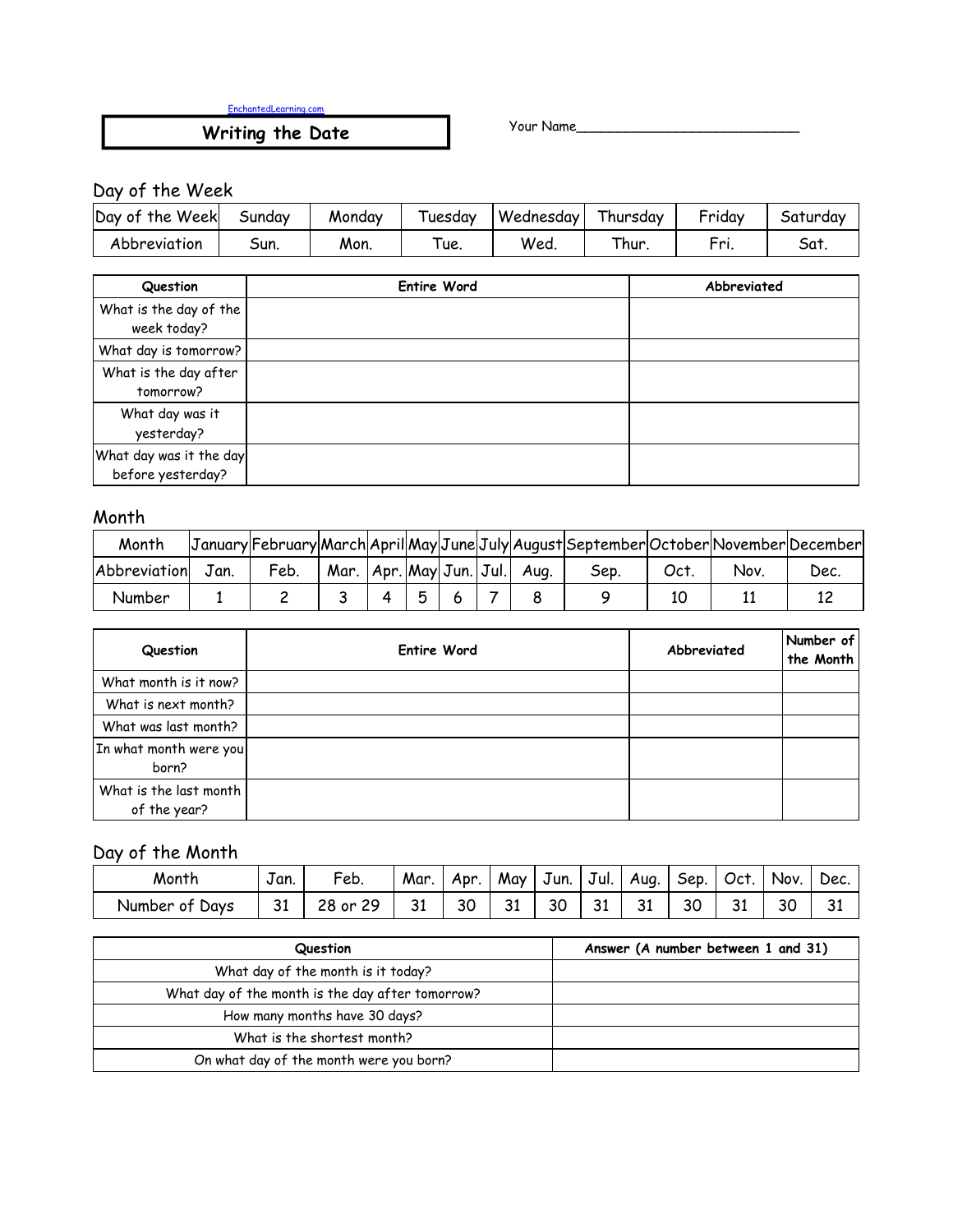EnchantedLearning.com

# Writing the Date

Your Name___________________________

## Day of the Week

| Day of the Week | Sunday | Monday | Tuesday | Wednesday | Thursday | Friday | Saturday |
|---|---|---|---|---|---|---|---|
| Abbreviation | Sun. | Mon. | Tue. | Wed. | Thur. | Fri. | Sat. |

| Question | Entire Word | Abbreviated |
|---|---|---|
| What is the day of the week today? | | |
| What day is tomorrow? | | |
| What is the day after tomorrow? | | |
| What day was it yesterday? | | |
| What day was it the day before yesterday? | | |

## Month

| Month | January | February | March | April | May | June | July | August | September | October | November | December |
|---|---|---|---|---|---|---|---|---|---|---|---|---|
| Abbreviation | Jan. | Feb. | Mar. | Apr. | May | Jun. | Jul. | Aug. | Sep. | Oct. | Nov. | Dec. |
| Number | 1 | 2 | 3 | 4 | 5 | 6 | 7 | 8 | 9 | 10 | 11 | 12 |

| Question | Entire Word | Abbreviated | Number of the Month |
|---|---|---|---|
| What month is it now? | | | |
| What is next month? | | | |
| What was last month? | | | |
| In what month were you born? | | | |
| What is the last month of the year? | | | |

## Day of the Month

| Month | Jan. | Feb. | Mar. | Apr. | May | Jun. | Jul. | Aug. | Sep. | Oct. | Nov. | Dec. |
|---|---|---|---|---|---|---|---|---|---|---|---|---|
| Number of Days | 31 | 28 or 29 | 31 | 30 | 31 | 30 | 31 | 31 | 30 | 31 | 30 | 31 |

| Question | Answer (A number between 1 and 31) |
|---|---|
| What day of the month is it today? | |
| What day of the month is the day after tomorrow? | |
| How many months have 30 days? | |
| What is the shortest month? | |
| On what day of the month were you born? | |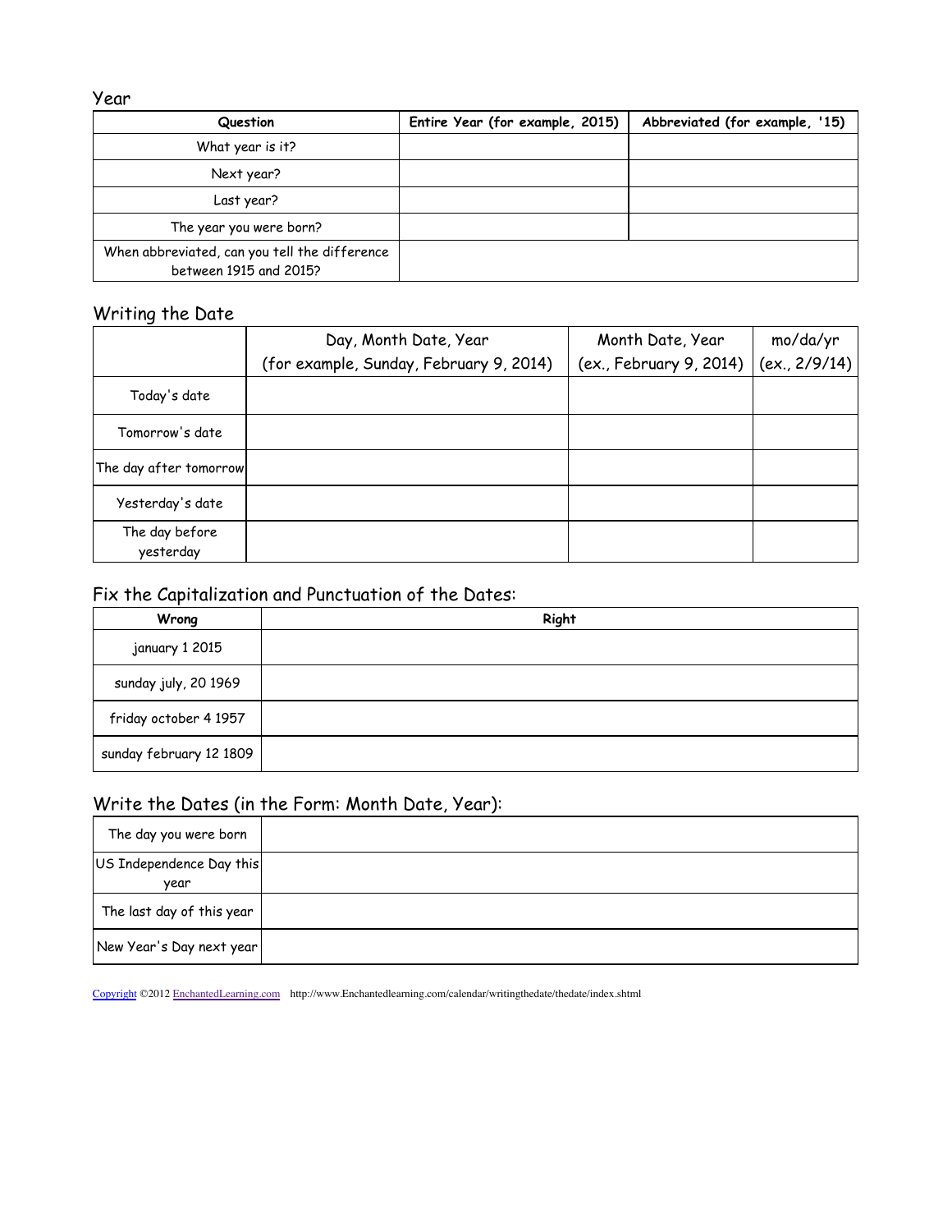## Year

| Question | Entire Year (for example, 2015) | Abbreviated (for example, '15) |
|---|---|---|
| What year is it? | | |
| Next year? | | |
| Last year? | | |
| The year you were born? | | |
| When abbreviated, can you tell the difference between 1915 and 2015? | | |

## Writing the Date

| | Day, Month Date, Year (for example, Sunday, February 9, 2014) | Month Date, Year (ex., February 9, 2014) | mo/da/yr (ex., 2/9/14) |
|---|---|---|---|
| Today's date | | | |
| Tomorrow's date | | | |
| The day after tomorrow | | | |
| Yesterday's date | | | |
| The day before yesterday | | | |

## Fix the Capitalization and Punctuation of the Dates:

| Wrong | Right |
|---|---|
| january 1 2015 | |
| sunday july, 20 1969 | |
| friday october 4 1957 | |
| sunday february 12 1809 | |

## Write the Dates (in the Form: Month Date, Year):

| | |
|---|---|
| The day you were born | |
| US Independence Day this year | |
| The last day of this year | |
| New Year's Day next year | |

Copyright ©2012 EnchantedLearning.com http://www.Enchantedlearning.com/calendar/writingthedate/thedate/index.shtml